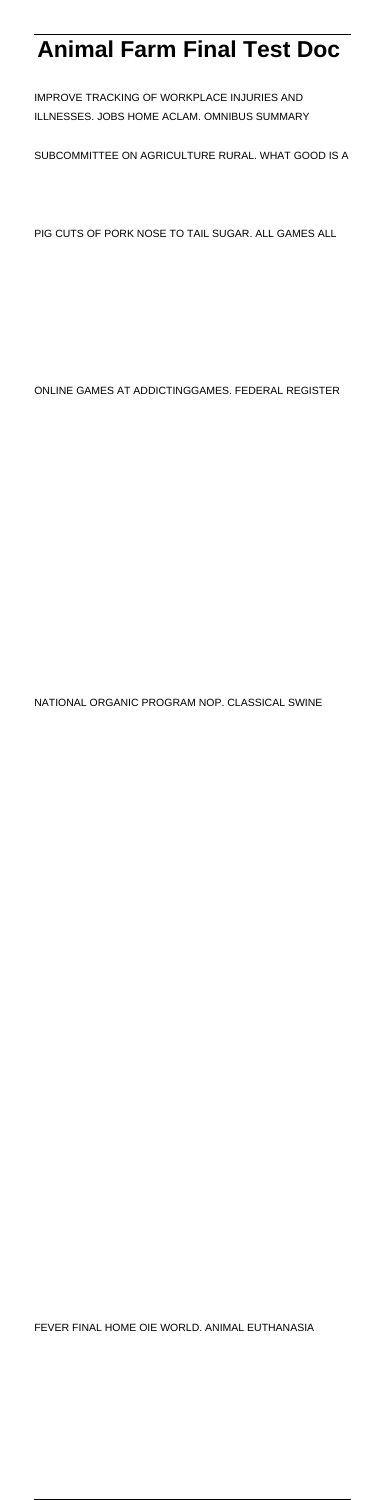# Animal Farm Final Test Doc

IMPROVE TRACKING OF WORKPLACE INJURIES AND ILLNESSES. JOBS HOME ACLAM. OMNIBUS SUMMARY SUBCOMMITTEE ON AGRICULTURE RURAL. WHAT GOOD IS A PIG CUTS OF PORK NOSE TO TAIL SUGAR. ALL GAMES ALL ONLINE GAMES AT ADDICTINGGAMES. FEDERAL REGISTER NATIONAL ORGANIC PROGRAM NOP. CLASSICAL SWINE FEVER FINAL HOME OIE WORLD. ANIMAL EUTHANASIA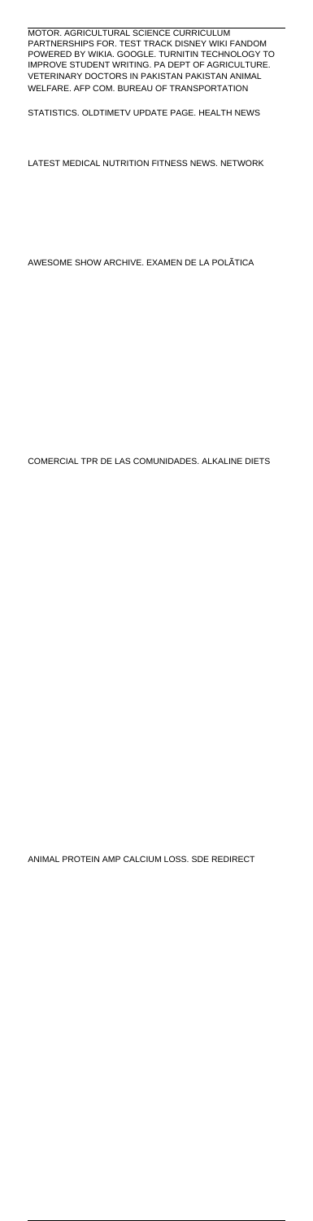MOTOR. AGRICULTURAL SCIENCE CURRICULUM PARTNERSHIPS FOR. TEST TRACK DISNEY WIKI FANDOM POWERED BY WIKIA. GOOGLE. TURNITIN TECHNOLOGY TO IMPROVE STUDENT WRITING. PA DEPT OF AGRICULTURE. VETERINARY DOCTORS IN PAKISTAN PAKISTAN ANIMAL WELFARE. AFP COM. BUREAU OF TRANSPORTATION

STATISTICS. OLDTIMETV UPDATE PAGE. HEALTH NEWS

LATEST MEDICAL NUTRITION FITNESS NEWS. NETWORK

AWESOME SHOW ARCHIVE. EXAMEN DE LA POLÃTICA

COMERCIAL TPR DE LAS COMUNIDADES. ALKALINE DIETS

ANIMAL PROTEIN AMP CALCIUM LOSS. SDE REDIRECT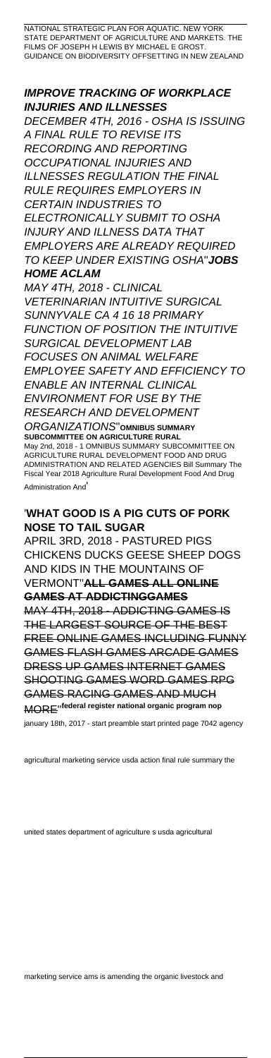NATIONAL STRATEGIC PLAN FOR AQUATIC. NEW YORK STATE DEPARTMENT OF AGRICULTURE AND MARKETS. THE FILMS OF JOSEPH H LEWIS BY MICHAEL E GROST. GUIDANCE ON BIODIVERSITY OFFSETTING IN NEW ZEALAND

***IMPROVE TRACKING OF WORKPLACE INJURIES AND ILLNESSES***

*DECEMBER 4TH, 2016 - OSHA IS ISSUING A FINAL RULE TO REVISE ITS RECORDING AND REPORTING OCCUPATIONAL INJURIES AND ILLNESSES REGULATION THE FINAL RULE REQUIRES EMPLOYERS IN CERTAIN INDUSTRIES TO ELECTRONICALLY SUBMIT TO OSHA INJURY AND ILLNESS DATA THAT EMPLOYERS ARE ALREADY REQUIRED TO KEEP UNDER EXISTING OSHA*''***JOBS HOME ACLAM***

*MAY 4TH, 2018 - CLINICAL VETERINARIAN INTUITIVE SURGICAL SUNNYVALE CA 4 16 18 PRIMARY FUNCTION OF POSITION THE INTUITIVE SURGICAL DEVELOPMENT LAB FOCUSES ON ANIMAL WELFARE EMPLOYEE SAFETY AND EFFICIENCY TO ENABLE AN INTERNAL CLINICAL ENVIRONMENT FOR USE BY THE RESEARCH AND DEVELOPMENT ORGANIZATIONS*''**OMNIBUS SUMMARY SUBCOMMITTEE ON AGRICULTURE RURAL**

May 2nd, 2018 - 1 OMNIBUS SUMMARY SUBCOMMITTEE ON AGRICULTURE RURAL DEVELOPMENT FOOD AND DRUG ADMINISTRATION AND RELATED AGENCIES Bill Summary The Fiscal Year 2018 Agriculture Rural Development Food And Drug Administration And'

'**WHAT GOOD IS A PIG CUTS OF PORK NOSE TO TAIL SUGAR**

APRIL 3RD, 2018 - PASTURED PIGS CHICKENS DUCKS GEESE SHEEP DOGS AND KIDS IN THE MOUNTAINS OF VERMONT''**ALL GAMES ALL ONLINE GAMES AT ADDICTINGGAMES**

~~MAY 4TH, 2018 - ADDICTING GAMES IS THE LARGEST SOURCE OF THE BEST FREE ONLINE GAMES INCLUDING FUNNY GAMES FLASH GAMES ARCADE GAMES DRESS UP GAMES INTERNET GAMES SHOOTING GAMES WORD GAMES RPG GAMES RACING GAMES AND MUCH MORE~~''**federal register national organic program nop**

january 18th, 2017 - start preamble start printed page 7042 agency

agricultural marketing service usda action final rule summary the

united states department of agriculture s usda agricultural

marketing service ams is amending the organic livestock and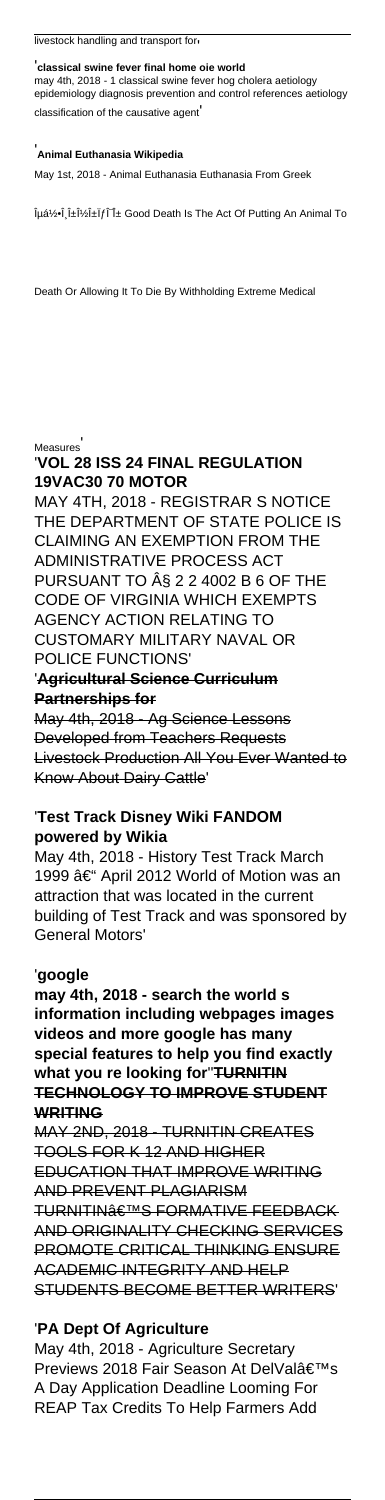livestock handling and transport for'

'**classical swine fever final home oie world**
may 4th, 2018 - 1 classical swine fever hog cholera aetiology epidemiology diagnosis prevention and control references aetiology classification of the causative agent'

'**Animal Euthanasia Wikipedia**
May 1st, 2018 - Animal Euthanasia Euthanasia From Greek

Îµá½•Î¸Î±Î½Î±ÏƒÎ¯Î± Good Death Is The Act Of Putting An Animal To

Death Or Allowing It To Die By Withholding Extreme Medical

Measures'

'**VOL 28 ISS 24 FINAL REGULATION 19VAC30 70 MOTOR**
MAY 4TH, 2018 - REGISTRAR S NOTICE THE DEPARTMENT OF STATE POLICE IS CLAIMING AN EXEMPTION FROM THE ADMINISTRATIVE PROCESS ACT PURSUANT TO Â§ 2 2 4002 B 6 OF THE CODE OF VIRGINIA WHICH EXEMPTS AGENCY ACTION RELATING TO CUSTOMARY MILITARY NAVAL OR POLICE FUNCTIONS'

'~~**Agricultural Science Curriculum Partnerships for**~~
~~May 4th, 2018 - Ag Science Lessons Developed from Teachers Requests Livestock Production All You Ever Wanted to Know About Dairy Cattle'~~

'**Test Track Disney Wiki FANDOM powered by Wikia**
May 4th, 2018 - History Test Track March 1999 â€" April 2012 World of Motion was an attraction that was located in the current building of Test Track and was sponsored by General Motors'

'**google**
**may 4th, 2018 - search the world s information including webpages images videos and more google has many special features to help you find exactly what you re looking for**'~~**TURNITIN TECHNOLOGY TO IMPROVE STUDENT WRITING**~~
~~MAY 2ND, 2018 - TURNITIN CREATES TOOLS FOR K 12 AND HIGHER EDUCATION THAT IMPROVE WRITING AND PREVENT PLAGIARISM TURNITINâ€™S FORMATIVE FEEDBACK AND ORIGINALITY CHECKING SERVICES PROMOTE CRITICAL THINKING ENSURE ACADEMIC INTEGRITY AND HELP STUDENTS BECOME BETTER WRITERS'~~

'**PA Dept Of Agriculture**
May 4th, 2018 - Agriculture Secretary Previews 2018 Fair Season At DelValâ€™s A Day Application Deadline Looming For REAP Tax Credits To Help Farmers Add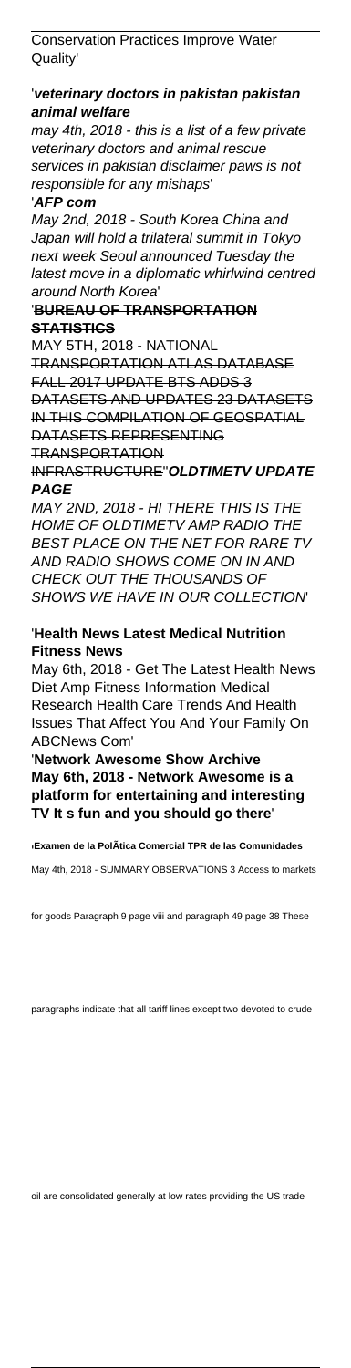Conservation Practices Improve Water Quality'

'***veterinary doctors in pakistan pakistan animal welfare***

*may 4th, 2018 - this is a list of a few private veterinary doctors and animal rescue services in pakistan disclaimer paws is not responsible for any mishaps*'

'***AFP com***

*May 2nd, 2018 - South Korea China and Japan will hold a trilateral summit in Tokyo next week Seoul announced Tuesday the latest move in a diplomatic whirlwind centred around North Korea*'

'**BUREAU OF TRANSPORTATION STATISTICS**

MAY 5TH, 2018 - NATIONAL TRANSPORTATION ATLAS DATABASE FALL 2017 UPDATE BTS ADDS 3 DATASETS AND UPDATES 23 DATASETS IN THIS COMPILATION OF GEOSPATIAL DATASETS REPRESENTING TRANSPORTATION INFRASTRUCTURE''***OLDTIMETV UPDATE PAGE***

*MAY 2ND, 2018 - HI THERE THIS IS THE HOME OF OLDTIMETV AMP RADIO THE BEST PLACE ON THE NET FOR RARE TV AND RADIO SHOWS COME ON IN AND CHECK OUT THE THOUSANDS OF SHOWS WE HAVE IN OUR COLLECTION*'

'**Health News Latest Medical Nutrition Fitness News**

May 6th, 2018 - Get The Latest Health News Diet Amp Fitness Information Medical Research Health Care Trends And Health Issues That Affect You And Your Family On ABCNews Com'

'**Network Awesome Show Archive May 6th, 2018 - Network Awesome is a platform for entertaining and interesting TV It s fun and you should go there**'

'**Examen de la PolÃtica Comercial TPR de las Comunidades**

May 4th, 2018 - SUMMARY OBSERVATIONS 3 Access to markets for goods Paragraph 9 page viii and paragraph 49 page 38 These paragraphs indicate that all tariff lines except two devoted to crude oil are consolidated generally at low rates providing the US trade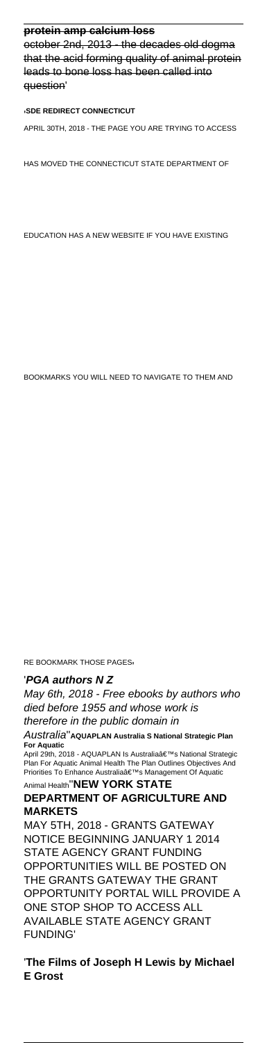**protein amp calcium loss**
october 2nd, 2013 - the decades old dogma that the acid forming quality of animal protein leads to bone loss has been called into question'

'**SDE REDIRECT CONNECTICUT**
APRIL 30TH, 2018 - THE PAGE YOU ARE TRYING TO ACCESS HAS MOVED THE CONNECTICUT STATE DEPARTMENT OF EDUCATION HAS A NEW WEBSITE IF YOU HAVE EXISTING BOOKMARKS YOU WILL NEED TO NAVIGATE TO THEM AND RE BOOKMARK THOSE PAGES'

'***PGA authors N Z***
*May 6th, 2018 - Free ebooks by authors who died before 1955 and whose work is therefore in the public domain in Australia*''**AQUAPLAN Australia S National Strategic Plan For Aquatic**
April 29th, 2018 - AQUAPLAN Is Australiaâ€™s National Strategic Plan For Aquatic Animal Health The Plan Outlines Objectives And Priorities To Enhance Australiaâ€™s Management Of Aquatic Animal Health''**NEW YORK STATE DEPARTMENT OF AGRICULTURE AND MARKETS**
MAY 5TH, 2018 - GRANTS GATEWAY NOTICE BEGINNING JANUARY 1 2014 STATE AGENCY GRANT FUNDING OPPORTUNITIES WILL BE POSTED ON THE GRANTS GATEWAY THE GRANT OPPORTUNITY PORTAL WILL PROVIDE A ONE STOP SHOP TO ACCESS ALL AVAILABLE STATE AGENCY GRANT FUNDING'

'**The Films of Joseph H Lewis by Michael E Grost**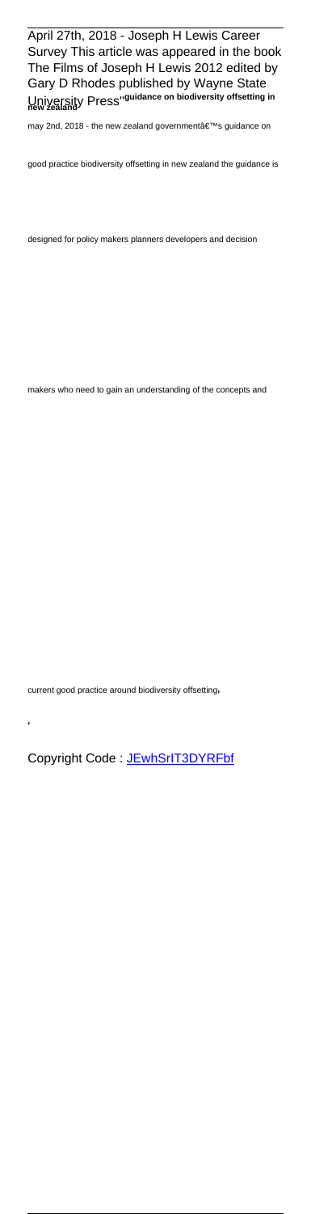April 27th, 2018 - Joseph H Lewis Career Survey This article was appeared in the book The Films of Joseph H Lewis 2012 edited by Gary D Rhodes published by Wayne State University Press''**guidance on biodiversity offsetting in new zealand**

may 2nd, 2018 - the new zealand governmentâ€™s guidance on good practice biodiversity offsetting in new zealand the guidance is designed for policy makers planners developers and decision makers who need to gain an understanding of the concepts and current good practice around biodiversity offsetting'

'

Copyright Code : [JEwhSrIT3DYRFbf]